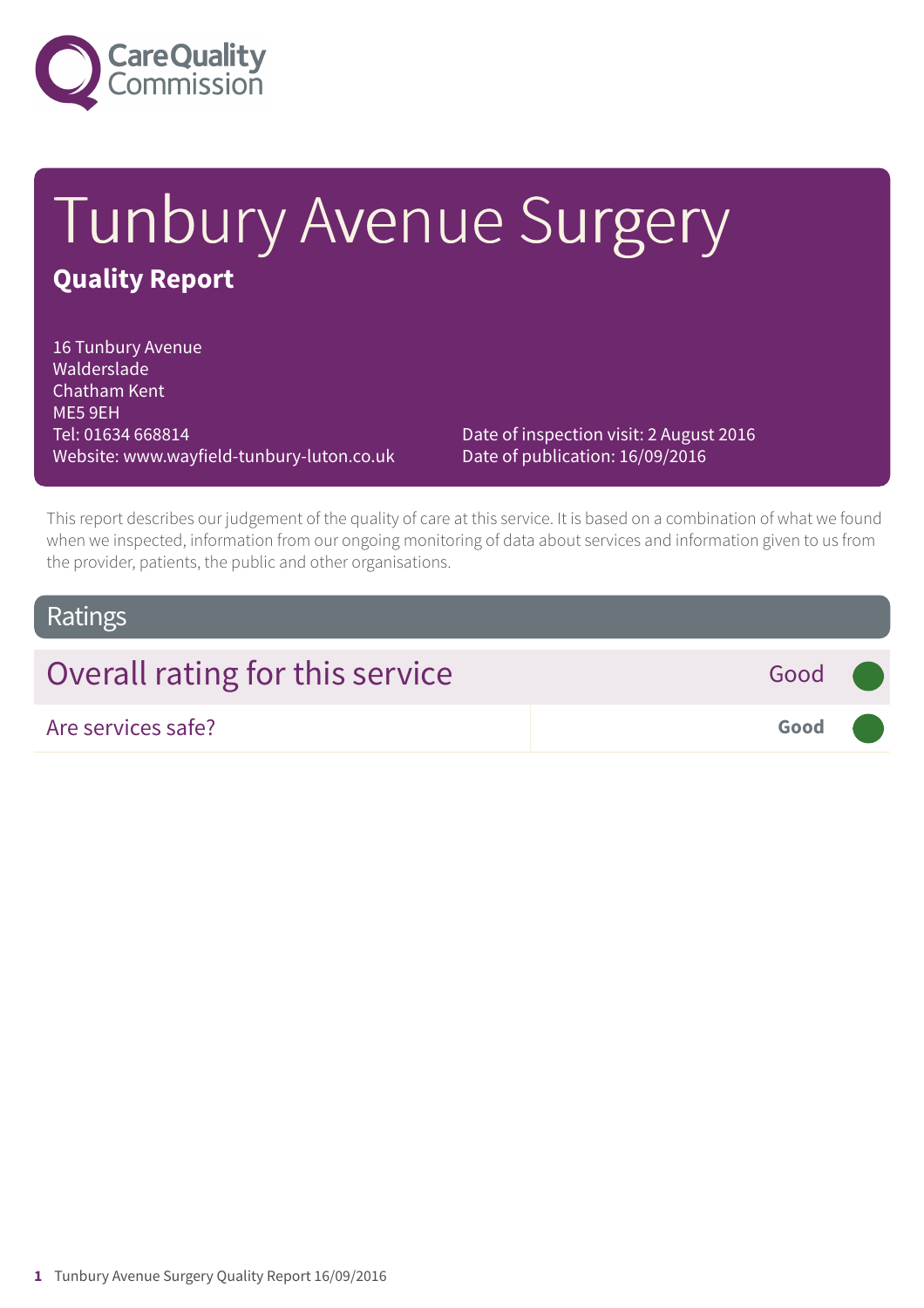# Tunbury Avenue Surgery

## Quality Report

16 Tunbury Avenue
Walderslade
Chatham Kent
ME5 9EH
Tel: 01634 668814
Website: www.wayfield-tunbury-luton.co.uk

Date of inspection visit: 2 August 2016
Date of publication: 16/09/2016

This report describes our judgement of the quality of care at this service. It is based on a combination of what we found when we inspected, information from our ongoing monitoring of data about services and information given to us from the provider, patients, the public and other organisations.

## Ratings

| Overall rating for this service | Good |
| --- | --- |
| Are services safe? | **Good** |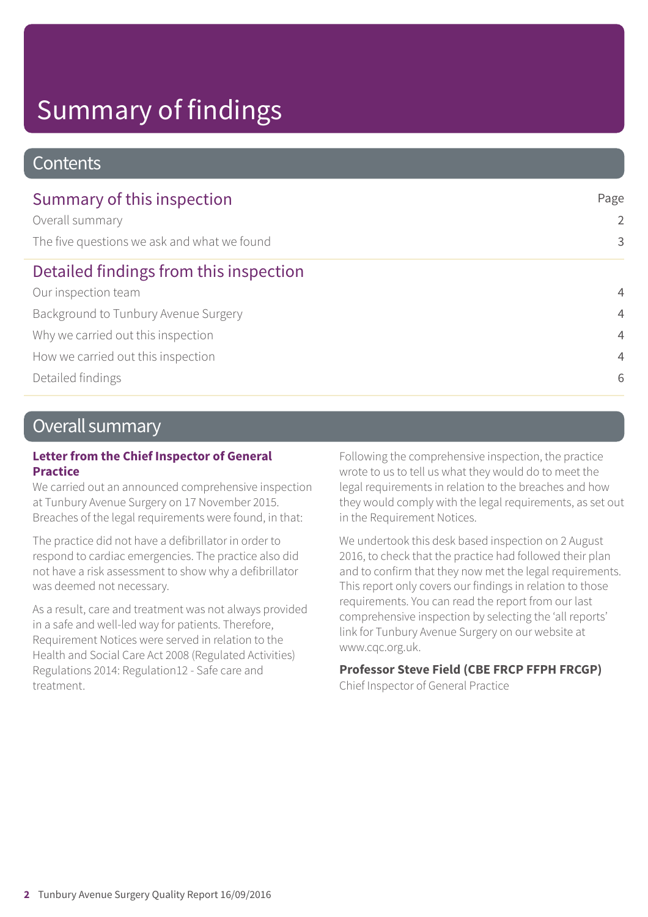# Summary of findings

## Contents

| Summary of this inspection | Page |
|---|---|
| Overall summary | 2 |
| The five questions we ask and what we found | 3 |
| **Detailed findings from this inspection** | |
| Our inspection team | 4 |
| Background to Tunbury Avenue Surgery | 4 |
| Why we carried out this inspection | 4 |
| How we carried out this inspection | 4 |
| Detailed findings | 6 |

## Overall summary

### Letter from the Chief Inspector of General Practice

We carried out an announced comprehensive inspection at Tunbury Avenue Surgery on 17 November 2015. Breaches of the legal requirements were found, in that:

The practice did not have a defibrillator in order to respond to cardiac emergencies. The practice also did not have a risk assessment to show why a defibrillator was deemed not necessary.

As a result, care and treatment was not always provided in a safe and well-led way for patients. Therefore, Requirement Notices were served in relation to the Health and Social Care Act 2008 (Regulated Activities) Regulations 2014: Regulation12 - Safe care and treatment.

Following the comprehensive inspection, the practice wrote to us to tell us what they would do to meet the legal requirements in relation to the breaches and how they would comply with the legal requirements, as set out in the Requirement Notices.

We undertook this desk based inspection on 2 August 2016, to check that the practice had followed their plan and to confirm that they now met the legal requirements. This report only covers our findings in relation to those requirements. You can read the report from our last comprehensive inspection by selecting the 'all reports' link for Tunbury Avenue Surgery on our website at www.cqc.org.uk.

**Professor Steve Field (CBE FRCP FFPH FRCGP)**
Chief Inspector of General Practice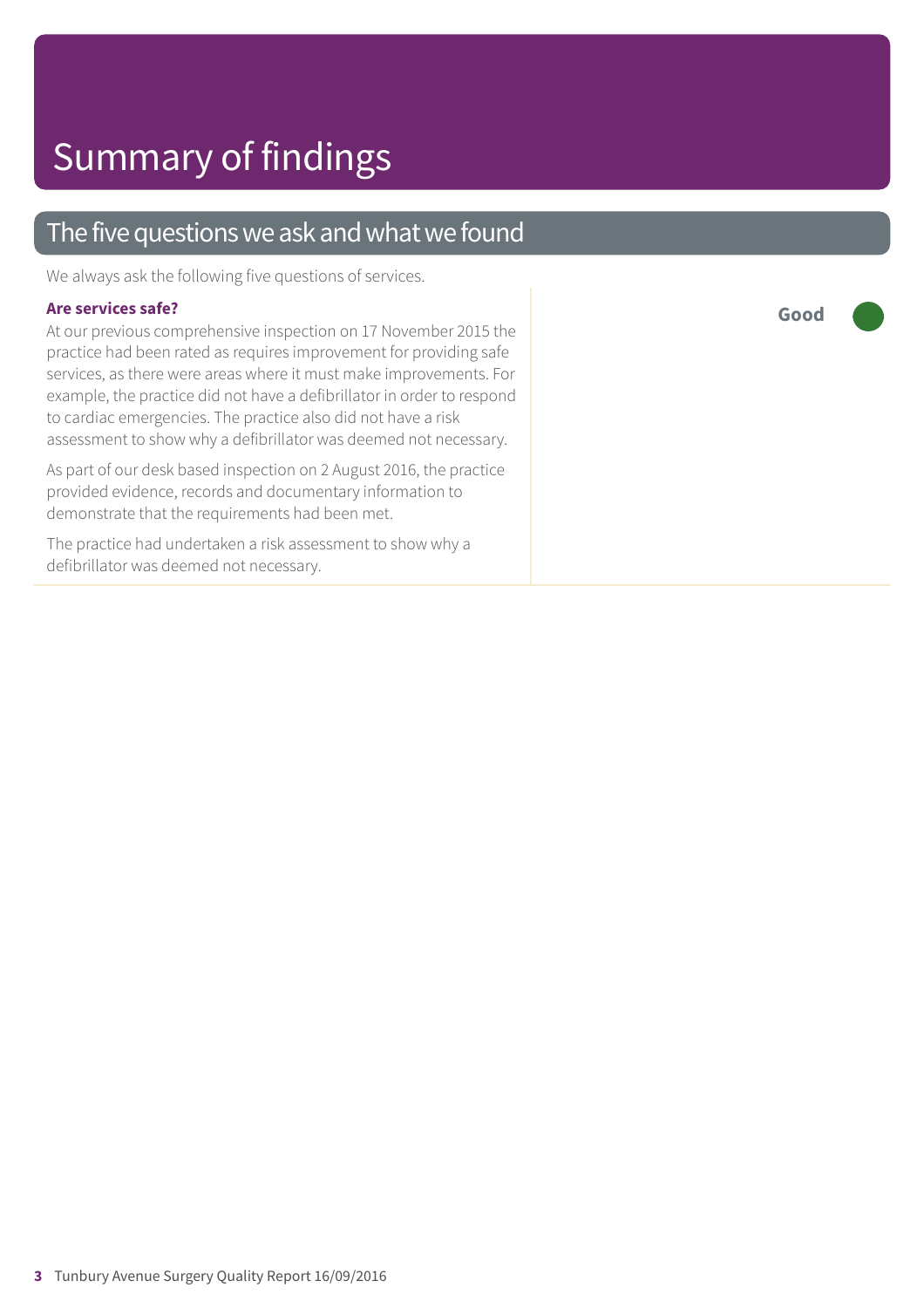# Summary of findings

## The five questions we ask and what we found

We always ask the following five questions of services.

**Are services safe?**

**Good**

At our previous comprehensive inspection on 17 November 2015 the practice had been rated as requires improvement for providing safe services, as there were areas where it must make improvements. For example, the practice did not have a defibrillator in order to respond to cardiac emergencies. The practice also did not have a risk assessment to show why a defibrillator was deemed not necessary.

As part of our desk based inspection on 2 August 2016, the practice provided evidence, records and documentary information to demonstrate that the requirements had been met.

The practice had undertaken a risk assessment to show why a defibrillator was deemed not necessary.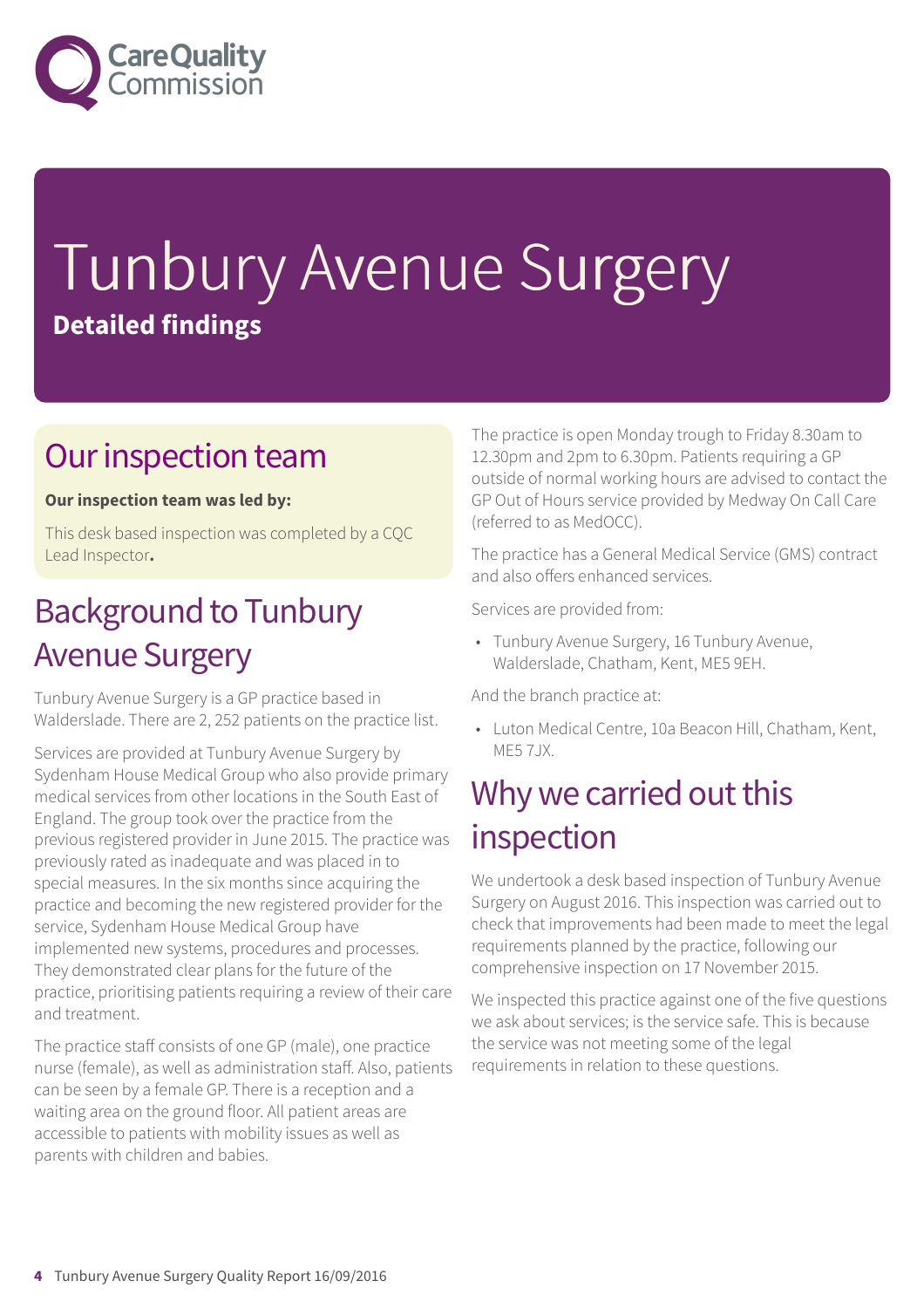# Tunbury Avenue Surgery

**Detailed findings**

## Our inspection team

**Our inspection team was led by:**

This desk based inspection was completed by a CQC Lead Inspector**.**

## Background to Tunbury Avenue Surgery

Tunbury Avenue Surgery is a GP practice based in Walderslade. There are 2, 252 patients on the practice list.

Services are provided at Tunbury Avenue Surgery by Sydenham House Medical Group who also provide primary medical services from other locations in the South East of England. The group took over the practice from the previous registered provider in June 2015. The practice was previously rated as inadequate and was placed in to special measures. In the six months since acquiring the practice and becoming the new registered provider for the service, Sydenham House Medical Group have implemented new systems, procedures and processes. They demonstrated clear plans for the future of the practice, prioritising patients requiring a review of their care and treatment.

The practice staff consists of one GP (male), one practice nurse (female), as well as administration staff. Also, patients can be seen by a female GP. There is a reception and a waiting area on the ground floor. All patient areas are accessible to patients with mobility issues as well as parents with children and babies.

The practice is open Monday trough to Friday 8.30am to 12.30pm and 2pm to 6.30pm. Patients requiring a GP outside of normal working hours are advised to contact the GP Out of Hours service provided by Medway On Call Care (referred to as MedOCC).

The practice has a General Medical Service (GMS) contract and also offers enhanced services.

Services are provided from:

- Tunbury Avenue Surgery, 16 Tunbury Avenue, Walderslade, Chatham, Kent, ME5 9EH.

And the branch practice at:

- Luton Medical Centre, 10a Beacon Hill, Chatham, Kent, ME5 7JX.

## Why we carried out this inspection

We undertook a desk based inspection of Tunbury Avenue Surgery on August 2016. This inspection was carried out to check that improvements had been made to meet the legal requirements planned by the practice, following our comprehensive inspection on 17 November 2015.

We inspected this practice against one of the five questions we ask about services; is the service safe. This is because the service was not meeting some of the legal requirements in relation to these questions.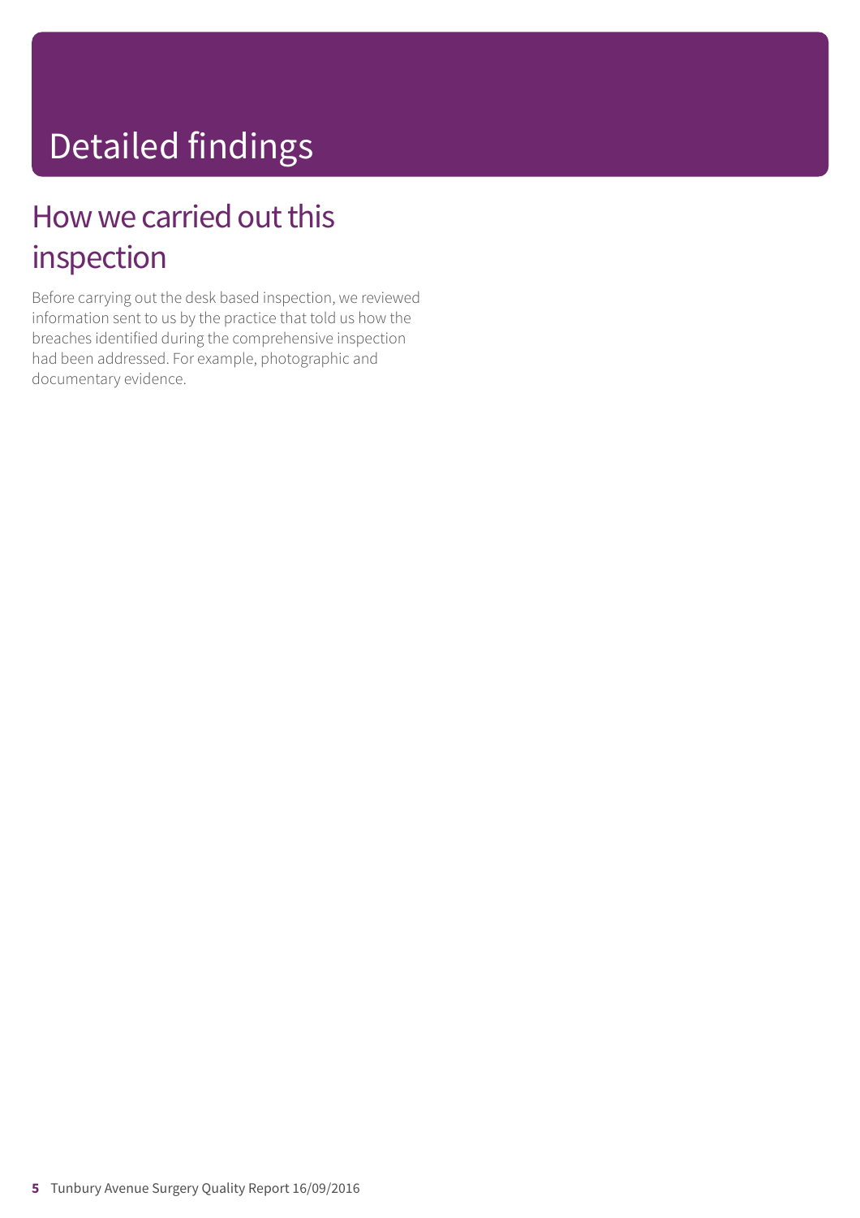# Detailed findings

## How we carried out this inspection

Before carrying out the desk based inspection, we reviewed information sent to us by the practice that told us how the breaches identified during the comprehensive inspection had been addressed. For example, photographic and documentary evidence.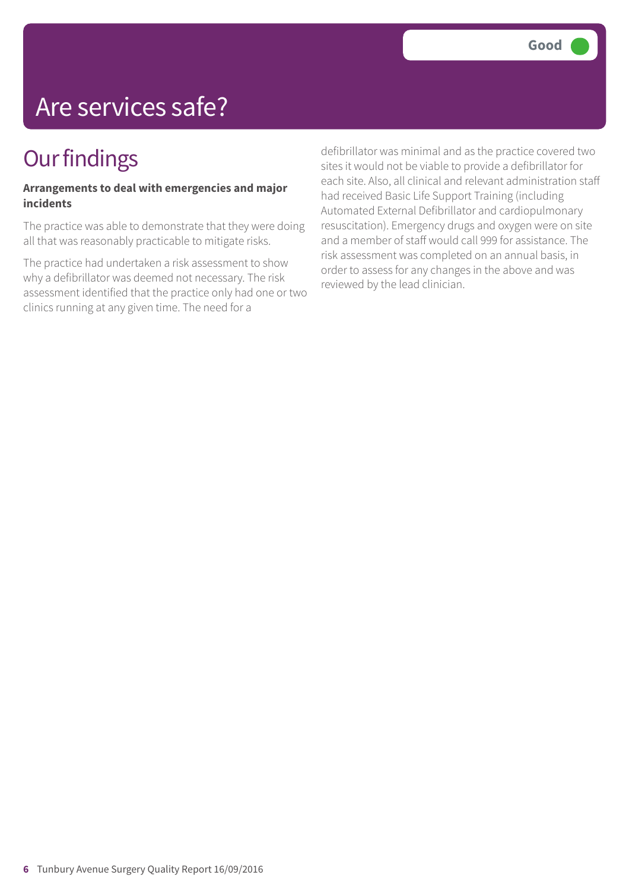Good

# Are services safe?

## Our findings

**Arrangements to deal with emergencies and major incidents**

The practice was able to demonstrate that they were doing all that was reasonably practicable to mitigate risks.

The practice had undertaken a risk assessment to show why a defibrillator was deemed not necessary. The risk assessment identified that the practice only had one or two clinics running at any given time. The need for a defibrillator was minimal and as the practice covered two sites it would not be viable to provide a defibrillator for each site. Also, all clinical and relevant administration staff had received Basic Life Support Training (including Automated External Defibrillator and cardiopulmonary resuscitation). Emergency drugs and oxygen were on site and a member of staff would call 999 for assistance. The risk assessment was completed on an annual basis, in order to assess for any changes in the above and was reviewed by the lead clinician.